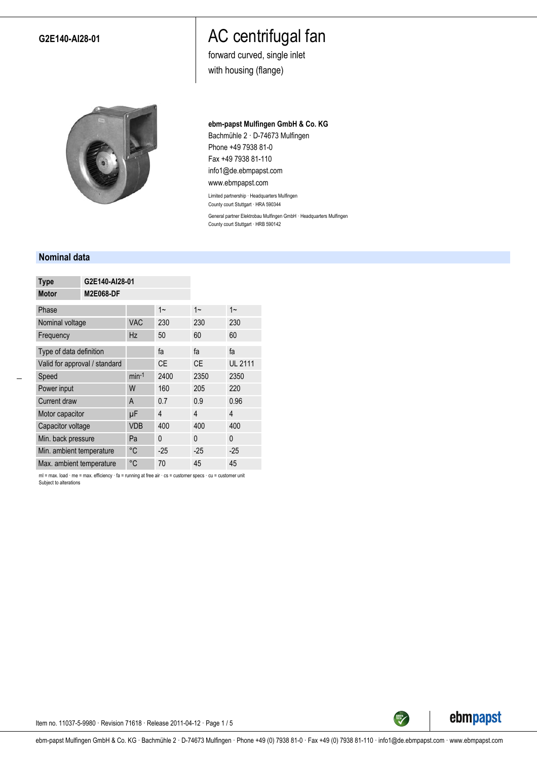G2E140-AI28-01

# AC centrifugal fan

forward curved, single inlet
with housing (flange)

**ebm-papst Mulfingen GmbH & Co. KG**
Bachmühle 2 · D-74673 Mulfingen
Phone +49 7938 81-0
Fax +49 7938 81-110
info1@de.ebmpapst.com
www.ebmpapst.com

Limited partnership · Headquarters Mulfingen
County court Stuttgart · HRA 590344

General partner Elektrobau Mulfingen GmbH · Headquarters Mulfingen
County court Stuttgart · HRB 590142

## Nominal data

| **Type** | **G2E140-AI28-01** |
|---|---|
| **Motor** | **M2E068-DF** |

| Phase | | 1~ | 1~ | 1~ |
|---|---|---|---|---|
| Nominal voltage | VAC | 230 | 230 | 230 |
| Frequency | Hz | 50 | 60 | 60 |
| Type of data definition | | fa | fa | fa |
| Valid for approval / standard | | CE | CE | UL 2111 |
| Speed | $min^{-1}$ | 2400 | 2350 | 2350 |
| Power input | W | 160 | 205 | 220 |
| Current draw | A | 0.7 | 0.9 | 0.96 |
| Motor capacitor | µF | 4 | 4 | 4 |
| Capacitor voltage | VDB | 400 | 400 | 400 |
| Min. back pressure | Pa | 0 | 0 | 0 |
| Min. ambient temperature | °C | -25 | -25 | -25 |
| Max. ambient temperature | °C | 70 | 45 | 45 |

ml = max. load · me = max. efficiency · fa = running at free air · cs = customer specs · cu = customer unit
Subject to alterations

Item no. 11037-5-9980 · Revision 71618 · Release 2011-04-12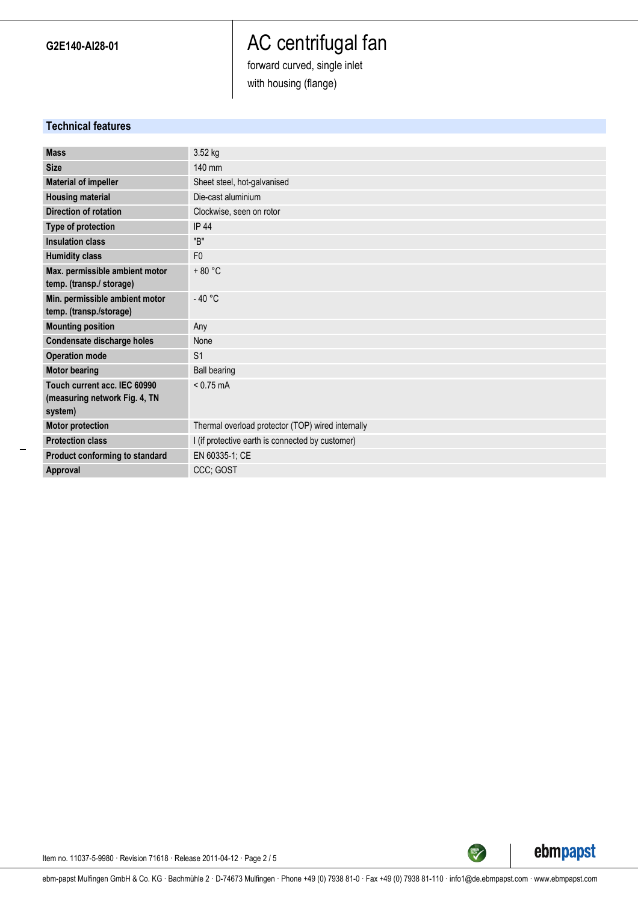**G2E140-AI28-01**

# AC centrifugal fan

forward curved, single inlet
with housing (flange)

## Technical features

| | |
|---|---|
| **Mass** | 3.52 kg |
| **Size** | 140 mm |
| **Material of impeller** | Sheet steel, hot-galvanised |
| **Housing material** | Die-cast aluminium |
| **Direction of rotation** | Clockwise, seen on rotor |
| **Type of protection** | IP 44 |
| **Insulation class** | "B" |
| **Humidity class** | F0 |
| **Max. permissible ambient motor temp. (transp./ storage)** | + 80 °C |
| **Min. permissible ambient motor temp. (transp./storage)** | - 40 °C |
| **Mounting position** | Any |
| **Condensate discharge holes** | None |
| **Operation mode** | S1 |
| **Motor bearing** | Ball bearing |
| **Touch current acc. IEC 60990 (measuring network Fig. 4, TN system)** | < 0.75 mA |
| **Motor protection** | Thermal overload protector (TOP) wired internally |
| **Protection class** | I (if protective earth is connected by customer) |
| **Product conforming to standard** | EN 60335-1; CE |
| **Approval** | CCC; GOST |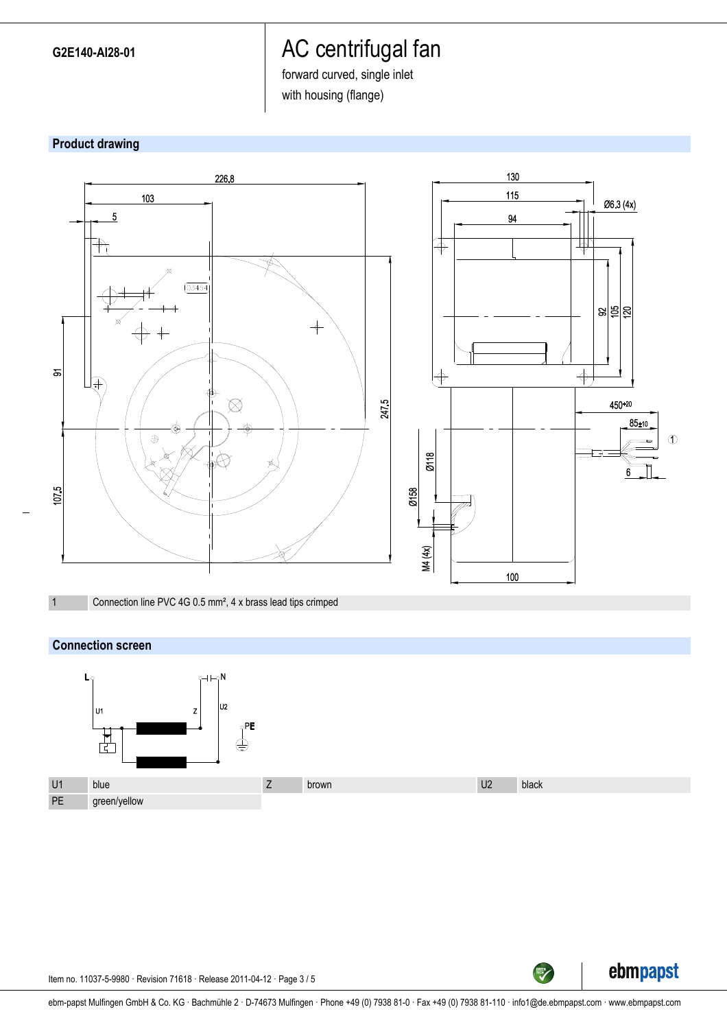**G2E140-AI28-01**

# AC centrifugal fan

forward curved, single inlet

with housing (flange)

## Product drawing

| 1 | Connection line PVC 4G 0.5 mm², 4 x brass lead tips crimped |
|---|---|

## Connection screen

| U1 | blue | Z | brown | U2 | black |
|---|---|---|---|---|---|
| PE | green/yellow | | | | |

Item no. 11037-5-9980 · Revision 71618 · Release 2011-04-12 · Page 3 / 5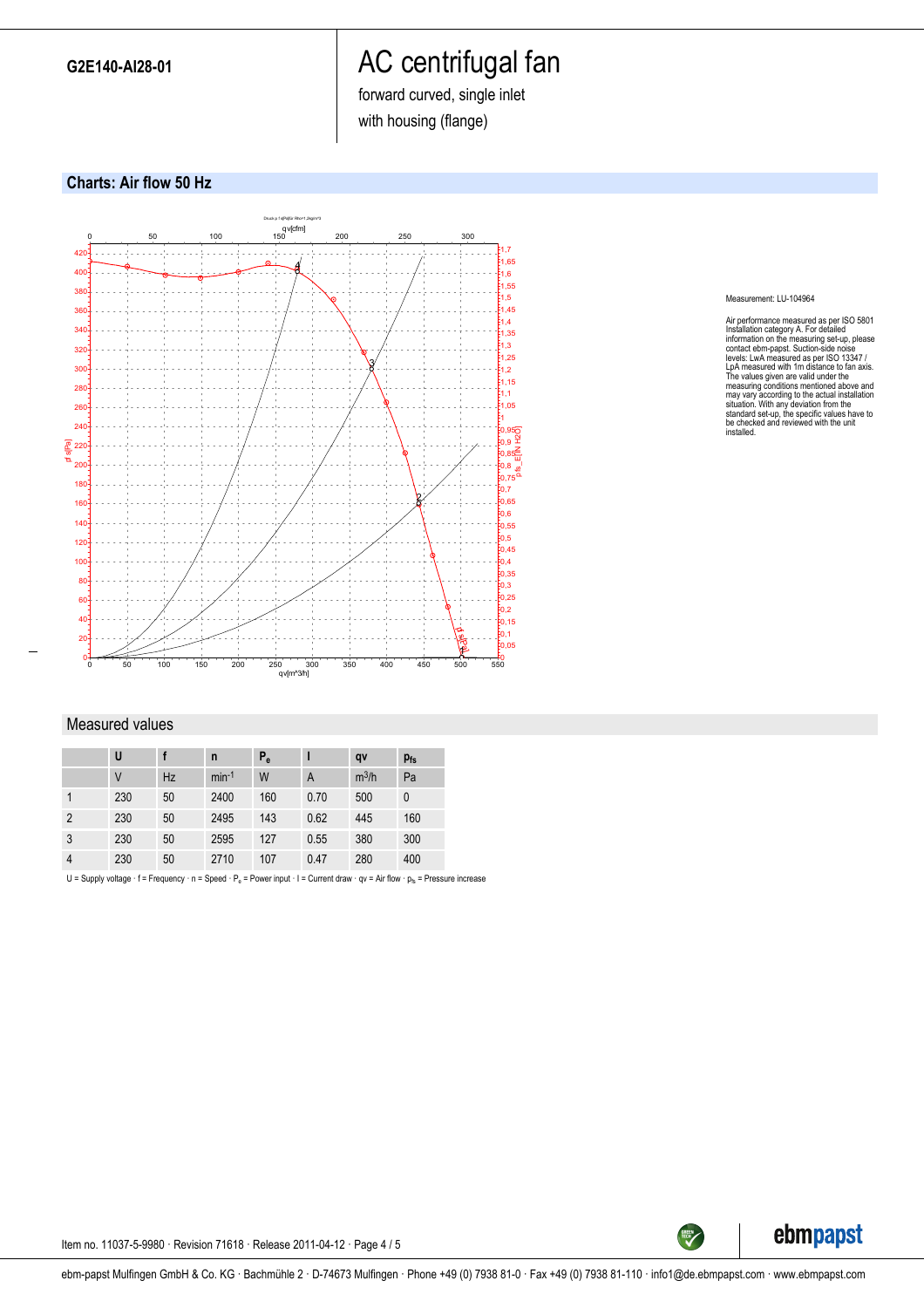**G2E140-AI28-01**

# AC centrifugal fan

forward curved, single inlet

with housing (flange)

## Charts: Air flow 50 Hz

Measurement: LU-104964

Air performance measured as per ISO 5801 Installation category A. For detailed information on the measuring set-up, please contact ebm-papst. Suction-side noise levels: LwA measured as per ISO 13347 / LpA measured with 1m distance to fan axis. The values given are valid under the measuring conditions mentioned above and may vary according to the actual installation situation. With any deviation from the standard set-up, the specific values have to be checked and reviewed with the unit installed.

## Measured values

| | U | f | n | $P_e$ | I | qv | $p_{fs}$ |
|---|---|---|---|---|---|---|---|
| | V | Hz | $min^{-1}$ | W | A | $m^3/h$ | Pa |
| 1 | 230 | 50 | 2400 | 160 | 0.70 | 500 | 0 |
| 2 | 230 | 50 | 2495 | 143 | 0.62 | 445 | 160 |
| 3 | 230 | 50 | 2595 | 127 | 0.55 | 380 | 300 |
| 4 | 230 | 50 | 2710 | 107 | 0.47 | 280 | 400 |

U = Supply voltage · f = Frequency · n = Speed · $P_e$ = Power input · I = Current draw · qv = Air flow · $p_{fs}$ = Pressure increase

Item no. 11037-5-9980 · Revision 71618 · Release 2011-04-12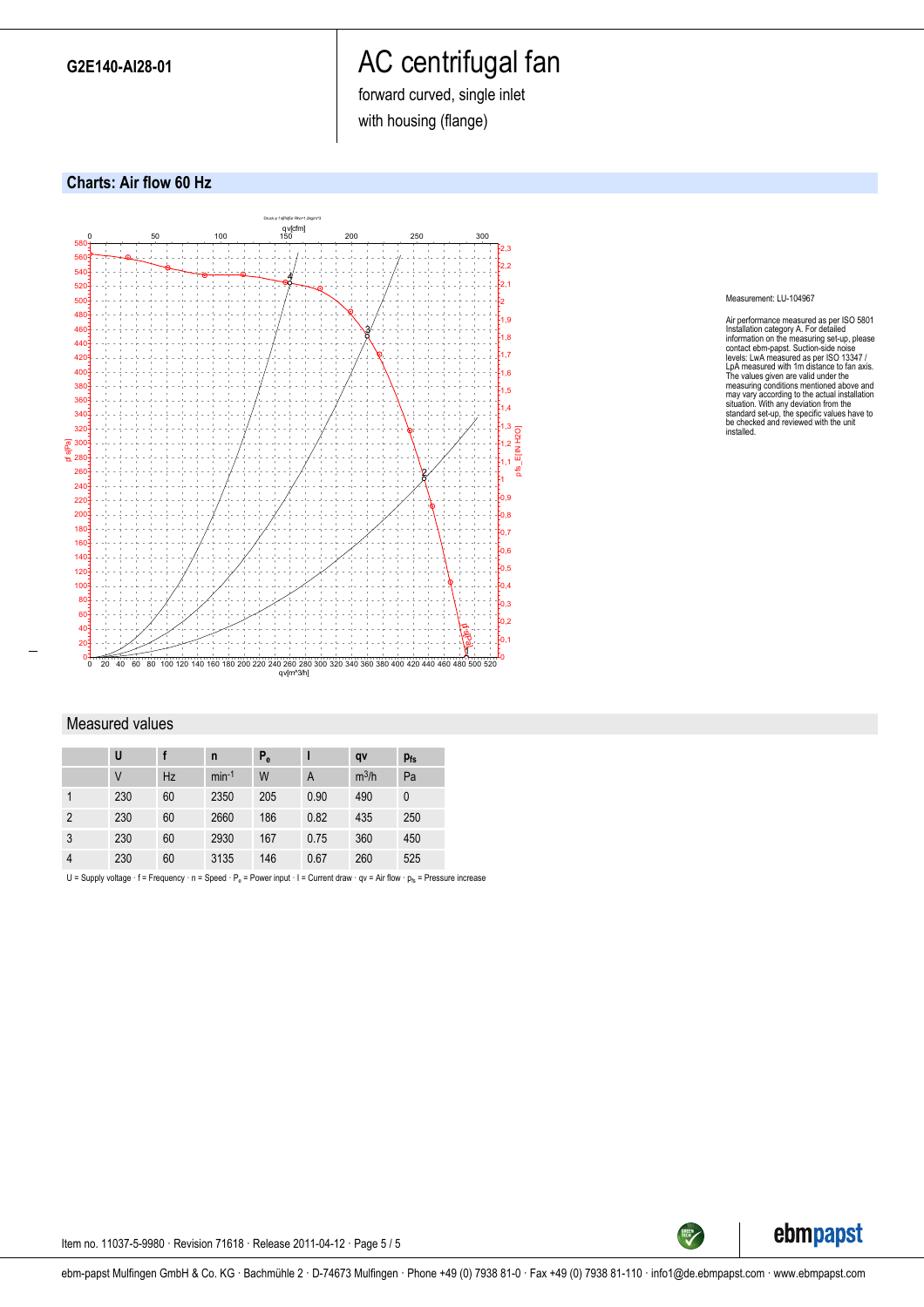G2E140-AI28-01

# AC centrifugal fan

forward curved, single inlet

with housing (flange)

## Charts: Air flow 60 Hz

Druck p f.s[Pa] Rho=1.2kg/m^3

qv[cfm]

0 50 100 150 200 250 300

580 560 540 520 500 480 460 440 420 400 380 360 340 320 300 280 260 240 220 200 180 160 140 120 100 80 60 40 20 0

pf s[Pa]

2,3 2,2 2,1 2 1,9 1,8 1,7 1,6 1,5 1,4 1,3 1,2 1,1 1 0,9 0,8 0,7 0,6 0,5 0,4 0,3 0,2 0,1 0

pfs_E[IN H2O]

0 20 40 60 80 100 120 140 160 180 200 220 240 260 280 300 320 340 360 380 400 420 440 460 480 500 520

qv[m^3/h]

Measurement: LU-104967

Air performance measured as per ISO 5801 Installation category A. For detailed information on the measuring set-up, please contact ebm-papst. Suction-side noise levels: LwA measured as per ISO 13347 / LpA measured with 1m distance to fan axis. The values given are valid under the measuring conditions mentioned above and may vary according to the actual installation situation. With any deviation from the standard set-up, the specific values have to be checked and reviewed with the unit installed.

## Measured values

| | U | f | n | $P_e$ | I | qv | $p_{fs}$ |
|---|---|---|---|---|---|---|---|
| | V | Hz | $min^{-1}$ | W | A | $m^3/h$ | Pa |
| 1 | 230 | 60 | 2350 | 205 | 0.90 | 490 | 0 |
| 2 | 230 | 60 | 2660 | 186 | 0.82 | 435 | 250 |
| 3 | 230 | 60 | 2930 | 167 | 0.75 | 360 | 450 |
| 4 | 230 | 60 | 3135 | 146 | 0.67 | 260 | 525 |

U = Supply voltage · f = Frequency · n = Speed · $P_e$ = Power input · I = Current draw · qv = Air flow · $p_{fs}$ = Pressure increase

Item no. 11037-5-9980 · Revision 71618 · Release 2011-04-12

ebm-papst Mulfingen GmbH & Co. KG · Bachmühle 2 · D-74673 Mulfingen · Phone +49 (0) 7938 81-0 · Fax +49 (0) 7938 81-110 · info1@de.ebmpapst.com · www.ebmpapst.com